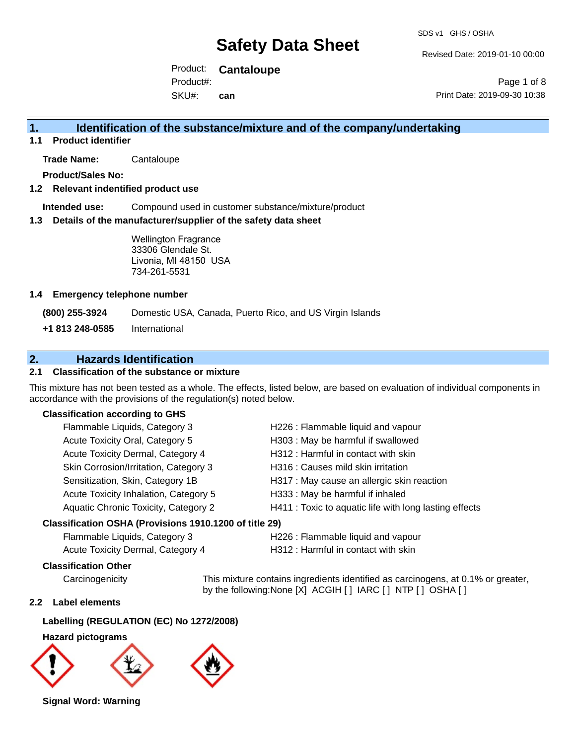# Safety Data Sheet

SDS v1 GHS / OSHA

Revised Date: 2019-01-10 00:00

Product: **Cantaloupe**
Product#:
SKU#: **can**

Print Date: 2019-09-30 10:38

## 1. Identification of the substance/mixture and of the company/undertaking

### 1.1 Product identifier

**Trade Name:** Cantaloupe

**Product/Sales No:**

### 1.2 Relevant indentified product use

**Intended use:** Compound used in customer substance/mixture/product

### 1.3 Details of the manufacturer/supplier of the safety data sheet

Wellington Fragrance
33306 Glendale St.
Livonia, MI 48150 USA
734-261-5531

### 1.4 Emergency telephone number

**(800) 255-3924** Domestic USA, Canada, Puerto Rico, and US Virgin Islands

**+1 813 248-0585** International

## 2. Hazards Identification

### 2.1 Classification of the substance or mixture

This mixture has not been tested as a whole. The effects, listed below, are based on evaluation of individual components in accordance with the provisions of the regulation(s) noted below.

**Classification according to GHS**

| | |
|---|---|
| Flammable Liquids, Category 3 | H226 : Flammable liquid and vapour |
| Acute Toxicity Oral, Category 5 | H303 : May be harmful if swallowed |
| Acute Toxicity Dermal, Category 4 | H312 : Harmful in contact with skin |
| Skin Corrosion/Irritation, Category 3 | H316 : Causes mild skin irritation |
| Sensitization, Skin, Category 1B | H317 : May cause an allergic skin reaction |
| Acute Toxicity Inhalation, Category 5 | H333 : May be harmful if inhaled |
| Aquatic Chronic Toxicity, Category 2 | H411 : Toxic to aquatic life with long lasting effects |

**Classification OSHA (Provisions 1910.1200 of title 29)**

| | |
|---|---|
| Flammable Liquids, Category 3 | H226 : Flammable liquid and vapour |
| Acute Toxicity Dermal, Category 4 | H312 : Harmful in contact with skin |

**Classification Other**

Carcinogenicity — This mixture contains ingredients identified as carcinogens, at 0.1% or greater, by the following:None [X] ACGIH [ ] IARC [ ] NTP [ ] OSHA [ ]

### 2.2 Label elements

**Labelling (REGULATION (EC) No 1272/2008)**

**Hazard pictograms**

**Signal Word: Warning**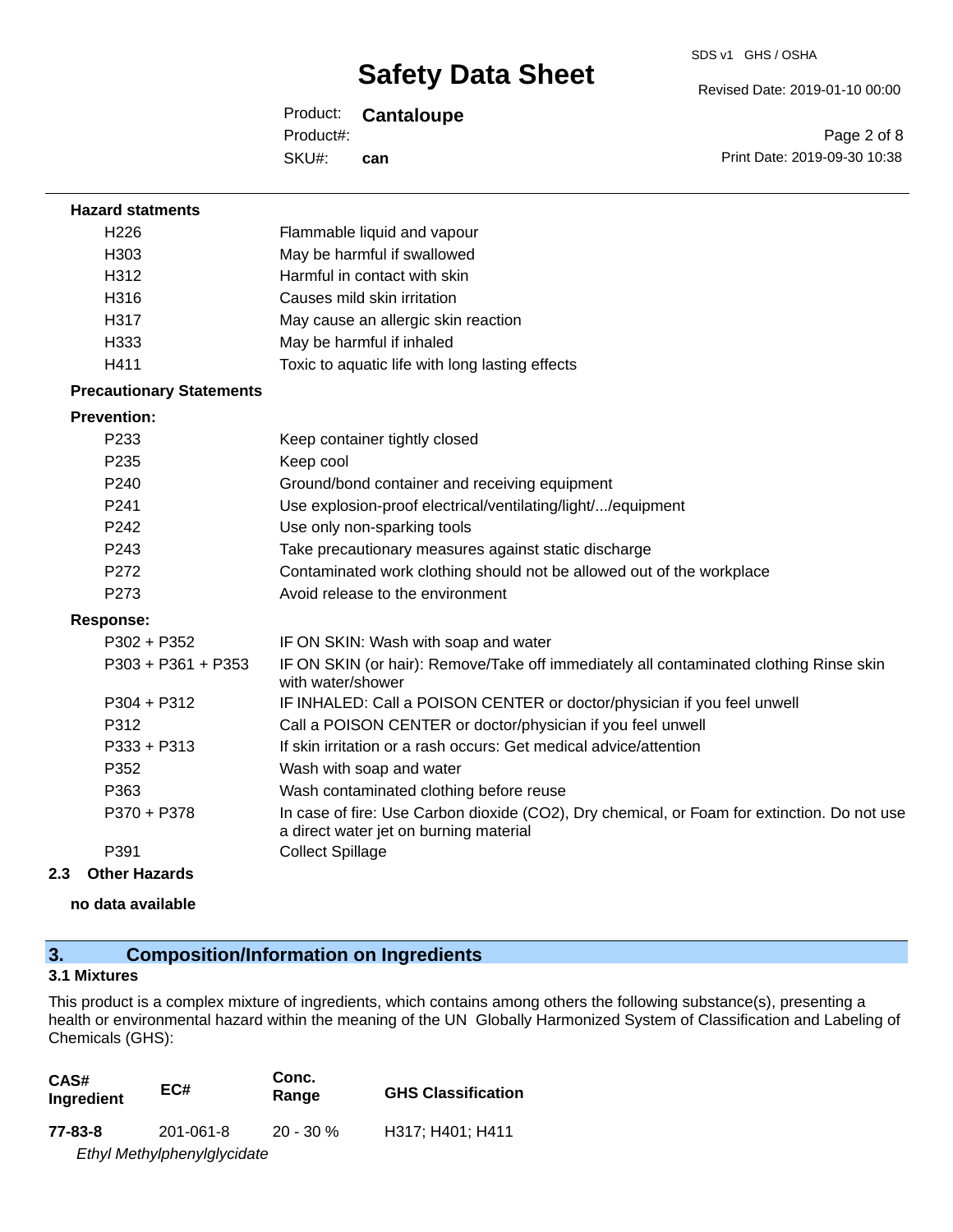**Hazard statments**

| | |
|---|---|
| H226 | Flammable liquid and vapour |
| H303 | May be harmful if swallowed |
| H312 | Harmful in contact with skin |
| H316 | Causes mild skin irritation |
| H317 | May cause an allergic skin reaction |
| H333 | May be harmful if inhaled |
| H411 | Toxic to aquatic life with long lasting effects |

**Precautionary Statements**

**Prevention:**

| | |
|---|---|
| P233 | Keep container tightly closed |
| P235 | Keep cool |
| P240 | Ground/bond container and receiving equipment |
| P241 | Use explosion-proof electrical/ventilating/light/.../equipment |
| P242 | Use only non-sparking tools |
| P243 | Take precautionary measures against static discharge |
| P272 | Contaminated work clothing should not be allowed out of the workplace |
| P273 | Avoid release to the environment |

**Response:**

| | |
|---|---|
| P302 + P352 | IF ON SKIN: Wash with soap and water |
| P303 + P361 + P353 | IF ON SKIN (or hair): Remove/Take off immediately all contaminated clothing Rinse skin with water/shower |
| P304 + P312 | IF INHALED: Call a POISON CENTER or doctor/physician if you feel unwell |
| P312 | Call a POISON CENTER or doctor/physician if you feel unwell |
| P333 + P313 | If skin irritation or a rash occurs: Get medical advice/attention |
| P352 | Wash with soap and water |
| P363 | Wash contaminated clothing before reuse |
| P370 + P378 | In case of fire: Use Carbon dioxide ($CO_2$), Dry chemical, or Foam for extinction. Do not use a direct water jet on burning material |
| P391 | Collect Spillage |

### 2.3 Other Hazards

**no data available**

## 3. Composition/Information on Ingredients

### 3.1 Mixtures

This product is a complex mixture of ingredients, which contains among others the following substance(s), presenting a health or environmental hazard within the meaning of the UN Globally Harmonized System of Classification and Labeling of Chemicals (GHS):

| CAS# Ingredient | EC# | Conc. Range | GHS Classification |
|---|---|---|---|
| **77-83-8** *Ethyl Methylphenylglycidate* | 201-061-8 | 20 - 30 % | H317; H401; H411 |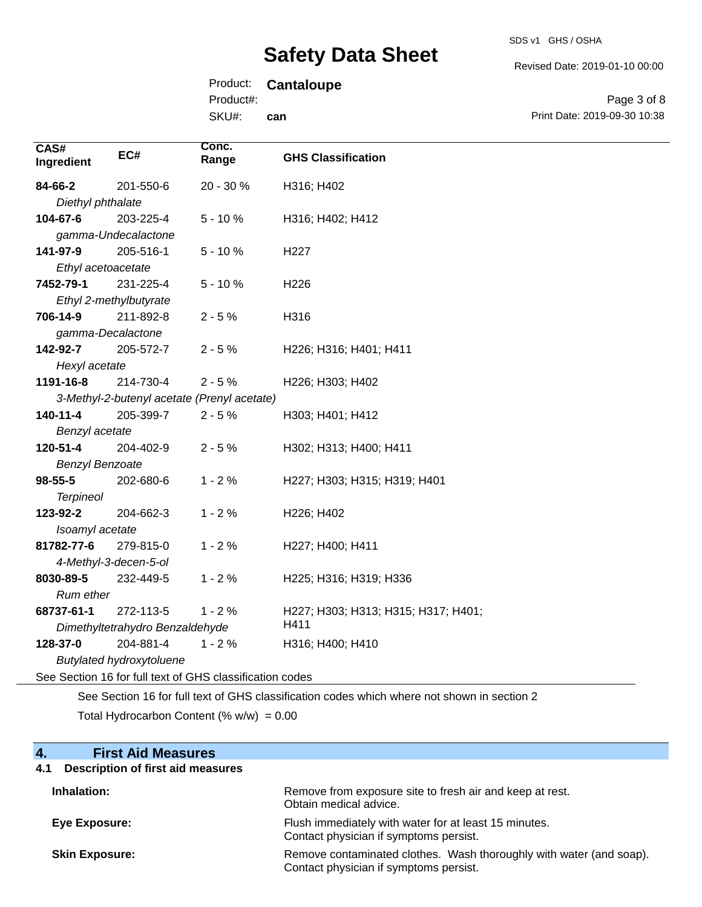| CAS# Ingredient | EC# | Conc. Range | GHS Classification |
|---|---|---|---|
| **84-66-2** *Diethyl phthalate* | 201-550-6 | 20 - 30 % | H316; H402 |
| **104-67-6** *gamma-Undecalactone* | 203-225-4 | 5 - 10 % | H316; H402; H412 |
| **141-97-9** *Ethyl acetoacetate* | 205-516-1 | 5 - 10 % | H227 |
| **7452-79-1** *Ethyl 2-methylbutyrate* | 231-225-4 | 5 - 10 % | H226 |
| **706-14-9** *gamma-Decalactone* | 211-892-8 | 2 - 5 % | H316 |
| **142-92-7** *Hexyl acetate* | 205-572-7 | 2 - 5 % | H226; H316; H401; H411 |
| **1191-16-8** *3-Methyl-2-butenyl acetate (Prenyl acetate)* | 214-730-4 | 2 - 5 % | H226; H303; H402 |
| **140-11-4** *Benzyl acetate* | 205-399-7 | 2 - 5 % | H303; H401; H412 |
| **120-51-4** *Benzyl Benzoate* | 204-402-9 | 2 - 5 % | H302; H313; H400; H411 |
| **98-55-5** *Terpineol* | 202-680-6 | 1 - 2 % | H227; H303; H315; H319; H401 |
| **123-92-2** *Isoamyl acetate* | 204-662-3 | 1 - 2 % | H226; H402 |
| **81782-77-6** *4-Methyl-3-decen-5-ol* | 279-815-0 | 1 - 2 % | H227; H400; H411 |
| **8030-89-5** *Rum ether* | 232-449-5 | 1 - 2 % | H225; H316; H319; H336 |
| **68737-61-1** *Dimethyltetrahydro Benzaldehyde* | 272-113-5 | 1 - 2 % | H227; H303; H313; H315; H317; H401; H411 |
| **128-37-0** *Butylated hydroxytoluene* | 204-881-4 | 1 - 2 % | H316; H400; H410 |

See Section 16 for full text of GHS classification codes

See Section 16 for full text of GHS classification codes which where not shown in section 2

Total Hydrocarbon Content (% w/w) = 0.00

## 4. First Aid Measures

### 4.1 Description of first aid measures

**Inhalation:** Remove from exposure site to fresh air and keep at rest. Obtain medical advice.

**Eye Exposure:** Flush immediately with water for at least 15 minutes. Contact physician if symptoms persist.

**Skin Exposure:** Remove contaminated clothes. Wash thoroughly with water (and soap). Contact physician if symptoms persist.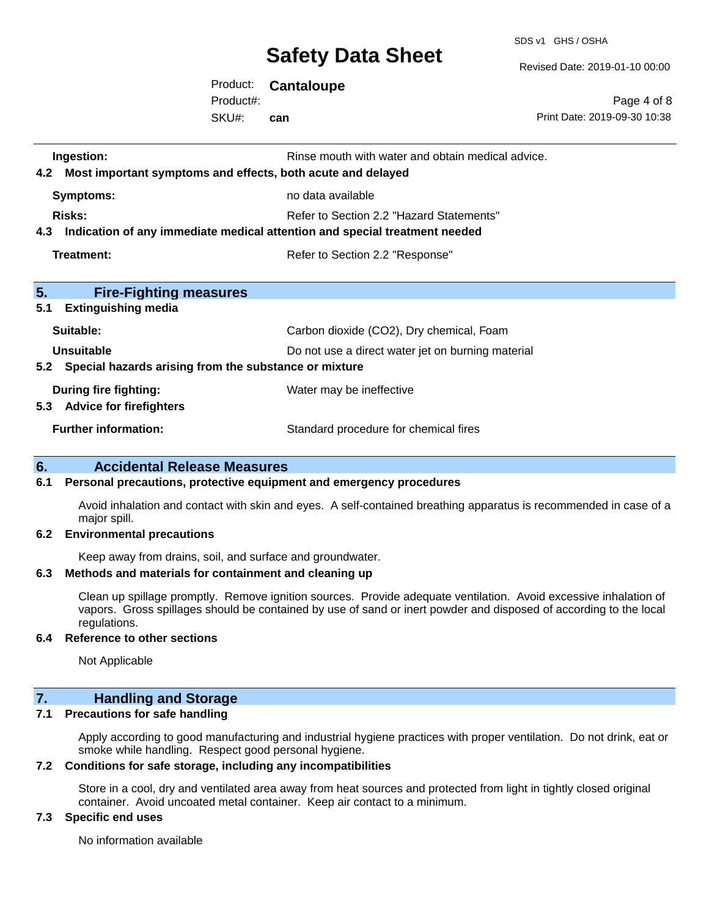**Ingestion:** Rinse mouth with water and obtain medical advice.

### 4.2 Most important symptoms and effects, both acute and delayed

**Symptoms:** no data available

**Risks:** Refer to Section 2.2 "Hazard Statements"

### 4.3 Indication of any immediate medical attention and special treatment needed

**Treatment:** Refer to Section 2.2 "Response"

## 5. Fire-Fighting measures

### 5.1 Extinguishing media

**Suitable:** Carbon dioxide ($CO_2$), Dry chemical, Foam

**Unsuitable** Do not use a direct water jet on burning material

### 5.2 Special hazards arising from the substance or mixture

**During fire fighting:** Water may be ineffective

### 5.3 Advice for firefighters

**Further information:** Standard procedure for chemical fires

## 6. Accidental Release Measures

### 6.1 Personal precautions, protective equipment and emergency procedures

Avoid inhalation and contact with skin and eyes. A self-contained breathing apparatus is recommended in case of a major spill.

### 6.2 Environmental precautions

Keep away from drains, soil, and surface and groundwater.

### 6.3 Methods and materials for containment and cleaning up

Clean up spillage promptly. Remove ignition sources. Provide adequate ventilation. Avoid excessive inhalation of vapors. Gross spillages should be contained by use of sand or inert powder and disposed of according to the local regulations.

### 6.4 Reference to other sections

Not Applicable

## 7. Handling and Storage

### 7.1 Precautions for safe handling

Apply according to good manufacturing and industrial hygiene practices with proper ventilation. Do not drink, eat or smoke while handling. Respect good personal hygiene.

### 7.2 Conditions for safe storage, including any incompatibilities

Store in a cool, dry and ventilated area away from heat sources and protected from light in tightly closed original container. Avoid uncoated metal container. Keep air contact to a minimum.

### 7.3 Specific end uses

No information available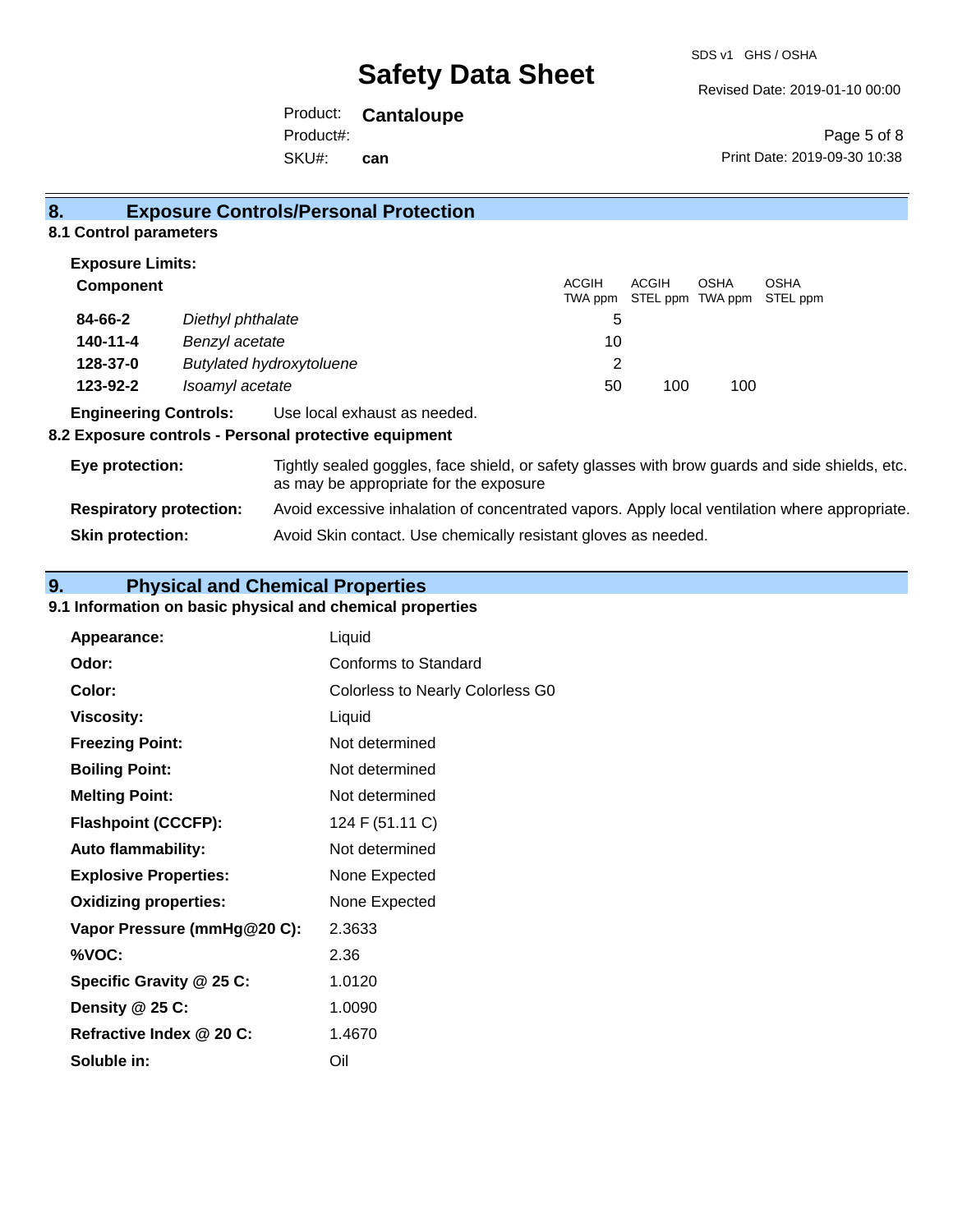## 8. Exposure Controls/Personal Protection

### 8.1 Control parameters

**Exposure Limits:**

| Component | | ACGIH TWA ppm | ACGIH STEL ppm | OSHA TWA ppm | OSHA STEL ppm |
|---|---|---|---|---|---|
| **84-66-2** | *Diethyl phthalate* | 5 | | | |
| **140-11-4** | *Benzyl acetate* | 10 | | | |
| **128-37-0** | *Butylated hydroxytoluene* | 2 | | | |
| **123-92-2** | *Isoamyl acetate* | 50 | 100 | 100 | |

**Engineering Controls:** Use local exhaust as needed.

### 8.2 Exposure controls - Personal protective equipment

**Eye protection:** Tightly sealed goggles, face shield, or safety glasses with brow guards and side shields, etc. as may be appropriate for the exposure

**Respiratory protection:** Avoid excessive inhalation of concentrated vapors. Apply local ventilation where appropriate.

**Skin protection:** Avoid Skin contact. Use chemically resistant gloves as needed.

## 9. Physical and Chemical Properties

### 9.1 Information on basic physical and chemical properties

| | |
|---|---|
| **Appearance:** | Liquid |
| **Odor:** | Conforms to Standard |
| **Color:** | Colorless to Nearly Colorless G0 |
| **Viscosity:** | Liquid |
| **Freezing Point:** | Not determined |
| **Boiling Point:** | Not determined |
| **Melting Point:** | Not determined |
| **Flashpoint (CCCFP):** | 124 F (51.11 C) |
| **Auto flammability:** | Not determined |
| **Explosive Properties:** | None Expected |
| **Oxidizing properties:** | None Expected |
| **Vapor Pressure (mmHg@20 C):** | 2.3633 |
| **%VOC:** | 2.36 |
| **Specific Gravity @ 25 C:** | 1.0120 |
| **Density @ 25 C:** | 1.0090 |
| **Refractive Index @ 20 C:** | 1.4670 |
| **Soluble in:** | Oil |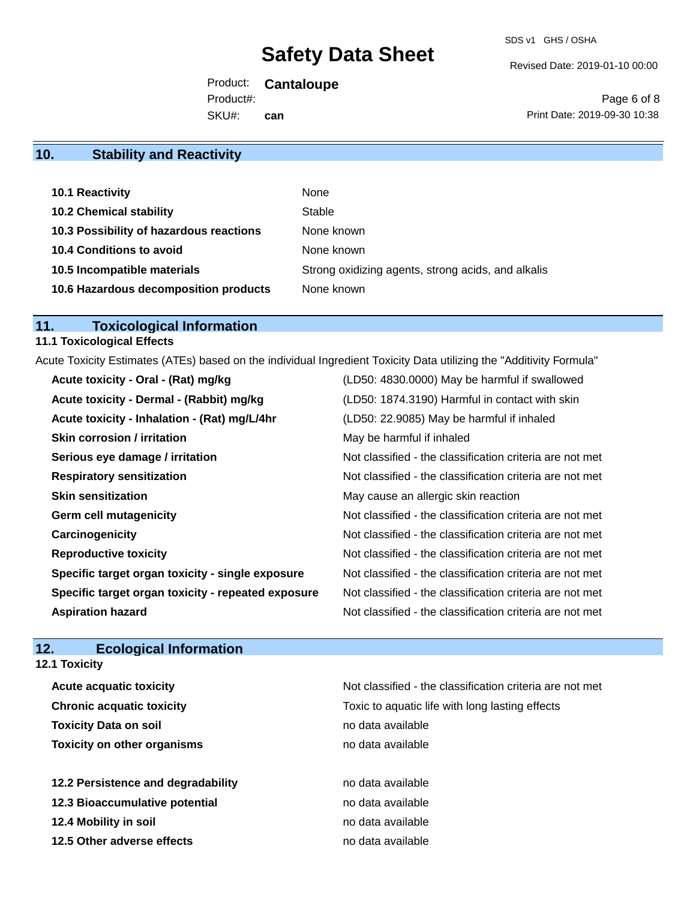## 10. Stability and Reactivity

| | |
|---|---|
| **10.1 Reactivity** | None |
| **10.2 Chemical stability** | Stable |
| **10.3 Possibility of hazardous reactions** | None known |
| **10.4 Conditions to avoid** | None known |
| **10.5 Incompatible materials** | Strong oxidizing agents, strong acids, and alkalis |
| **10.6 Hazardous decomposition products** | None known |

## 11. Toxicological Information

### 11.1 Toxicological Effects

Acute Toxicity Estimates (ATEs) based on the individual Ingredient Toxicity Data utilizing the "Additivity Formula"

| | |
|---|---|
| **Acute toxicity - Oral - (Rat) mg/kg** | (LD50: 4830.0000) May be harmful if swallowed |
| **Acute toxicity - Dermal - (Rabbit) mg/kg** | (LD50: 1874.3190) Harmful in contact with skin |
| **Acute toxicity - Inhalation - (Rat) mg/L/4hr** | (LD50: 22.9085) May be harmful if inhaled |
| **Skin corrosion / irritation** | May be harmful if inhaled |
| **Serious eye damage / irritation** | Not classified - the classification criteria are not met |
| **Respiratory sensitization** | Not classified - the classification criteria are not met |
| **Skin sensitization** | May cause an allergic skin reaction |
| **Germ cell mutagenicity** | Not classified - the classification criteria are not met |
| **Carcinogenicity** | Not classified - the classification criteria are not met |
| **Reproductive toxicity** | Not classified - the classification criteria are not met |
| **Specific target organ toxicity - single exposure** | Not classified - the classification criteria are not met |
| **Specific target organ toxicity - repeated exposure** | Not classified - the classification criteria are not met |
| **Aspiration hazard** | Not classified - the classification criteria are not met |

## 12. Ecological Information

### 12.1 Toxicity

| | |
|---|---|
| **Acute acquatic toxicity** | Not classified - the classification criteria are not met |
| **Chronic acquatic toxicity** | Toxic to aquatic life with long lasting effects |
| **Toxicity Data on soil** | no data available |
| **Toxicity on other organisms** | no data available |

| | |
|---|---|
| **12.2 Persistence and degradability** | no data available |
| **12.3 Bioaccumulative potential** | no data available |
| **12.4 Mobility in soil** | no data available |
| **12.5 Other adverse effects** | no data available |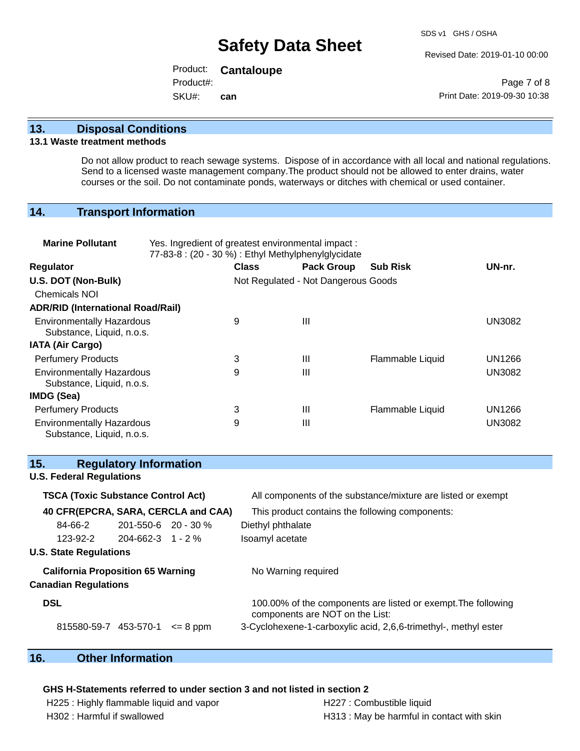## 13. Disposal Conditions

### 13.1 Waste treatment methods

Do not allow product to reach sewage systems. Dispose of in accordance with all local and national regulations. Send to a licensed waste management company.The product should not be allowed to enter drains, water courses or the soil. Do not contaminate ponds, waterways or ditches with chemical or used container.

## 14. Transport Information

**Marine Pollutant** Yes. Ingredient of greatest environmental impact : 77-83-8 : (20 - 30 %) : Ethyl Methylphenylglycidate

| Regulator | Class | Pack Group | Sub Risk | UN-nr. |
|---|---|---|---|---|
| **U.S. DOT (Non-Bulk)** | Not Regulated - Not Dangerous Goods | | | |
| Chemicals NOI | | | | |
| **ADR/RID (International Road/Rail)** | | | | |
| Environmentally Hazardous Substance, Liquid, n.o.s. | 9 | III | | UN3082 |
| **IATA (Air Cargo)** | | | | |
| Perfumery Products | 3 | III | Flammable Liquid | UN1266 |
| Environmentally Hazardous Substance, Liquid, n.o.s. | 9 | III | | UN3082 |
| **IMDG (Sea)** | | | | |
| Perfumery Products | 3 | III | Flammable Liquid | UN1266 |
| Environmentally Hazardous Substance, Liquid, n.o.s. | 9 | III | | UN3082 |

## 15. Regulatory Information

**U.S. Federal Regulations**

**TSCA (Toxic Substance Control Act)** All components of the substance/mixture are listed or exempt

**40 CFR(EPCRA, SARA, CERCLA and CAA)** This product contains the following components:

| | | | |
|---|---|---|---|
| 84-66-2 | 201-550-6 | 20 - 30 % | Diethyl phthalate |
| 123-92-2 | 204-662-3 | 1 - 2 % | Isoamyl acetate |

**U.S. State Regulations**

**California Proposition 65 Warning** No Warning required

**Canadian Regulations**

**DSL** 100.00% of the components are listed or exempt.The following components are NOT on the List:

| | | | |
|---|---|---|---|
| 815580-59-7 | 453-570-1 | <= 8 ppm | 3-Cyclohexene-1-carboxylic acid, 2,6,6-trimethyl-, methyl ester |

## 16. Other Information

**GHS H-Statements referred to under section 3 and not listed in section 2**

H225 : Highly flammable liquid and vapor

H227 : Combustible liquid

H302 : Harmful if swallowed

H313 : May be harmful in contact with skin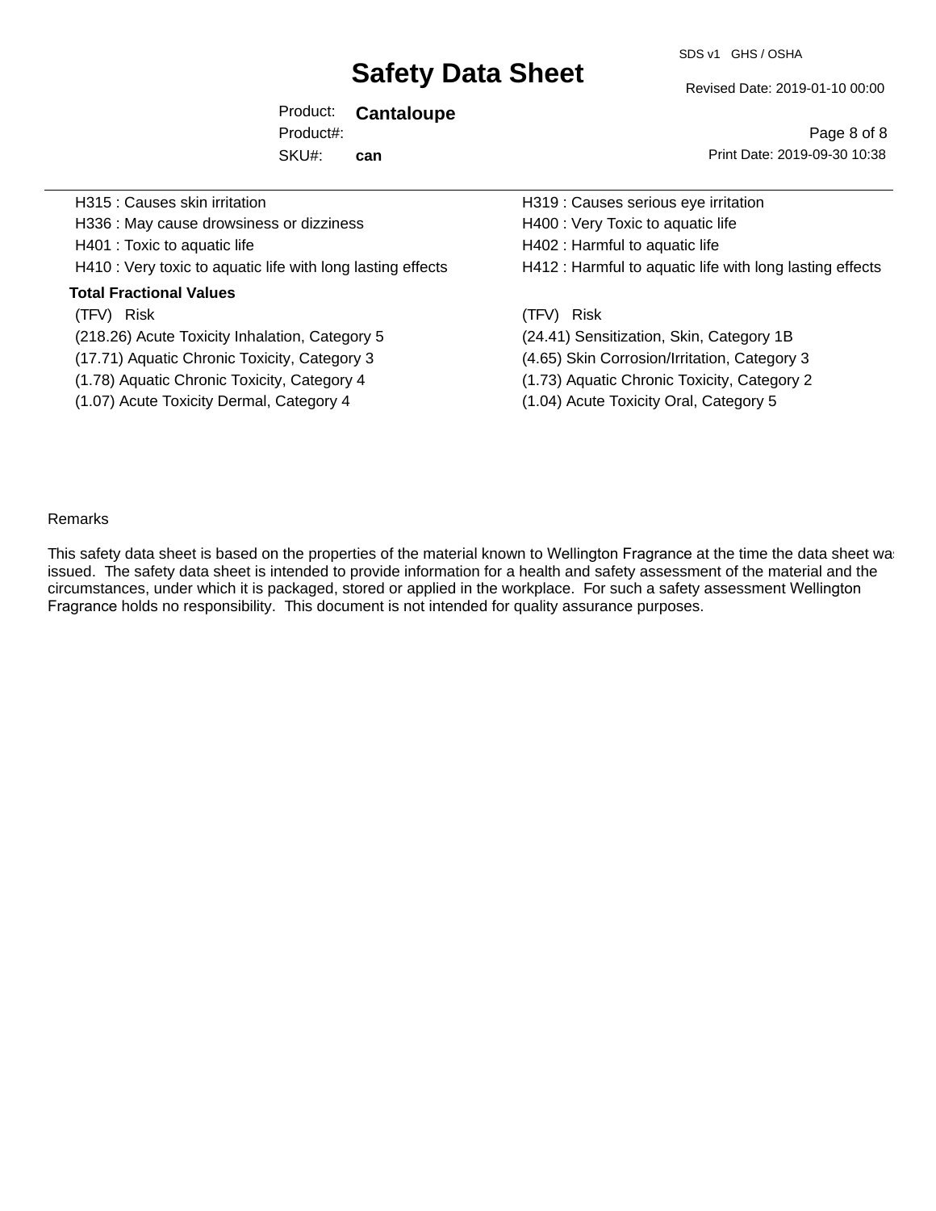H315 : Causes skin irritation

H319 : Causes serious eye irritation

H336 : May cause drowsiness or dizziness

H400 : Very Toxic to aquatic life

H401 : Toxic to aquatic life

H402 : Harmful to aquatic life

H410 : Very toxic to aquatic life with long lasting effects

H412 : Harmful to aquatic life with long lasting effects

**Total Fractional Values**

| (TFV) Risk | (TFV) Risk |
|---|---|
| (218.26) Acute Toxicity Inhalation, Category 5 | (24.41) Sensitization, Skin, Category 1B |
| (17.71) Aquatic Chronic Toxicity, Category 3 | (4.65) Skin Corrosion/Irritation, Category 3 |
| (1.78) Aquatic Chronic Toxicity, Category 4 | (1.73) Aquatic Chronic Toxicity, Category 2 |
| (1.07) Acute Toxicity Dermal, Category 4 | (1.04) Acute Toxicity Oral, Category 5 |

Remarks

This safety data sheet is based on the properties of the material known to Wellington Fragrance at the time the data sheet was issued. The safety data sheet is intended to provide information for a health and safety assessment of the material and the circumstances, under which it is packaged, stored or applied in the workplace. For such a safety assessment Wellington Fragrance holds no responsibility. This document is not intended for quality assurance purposes.